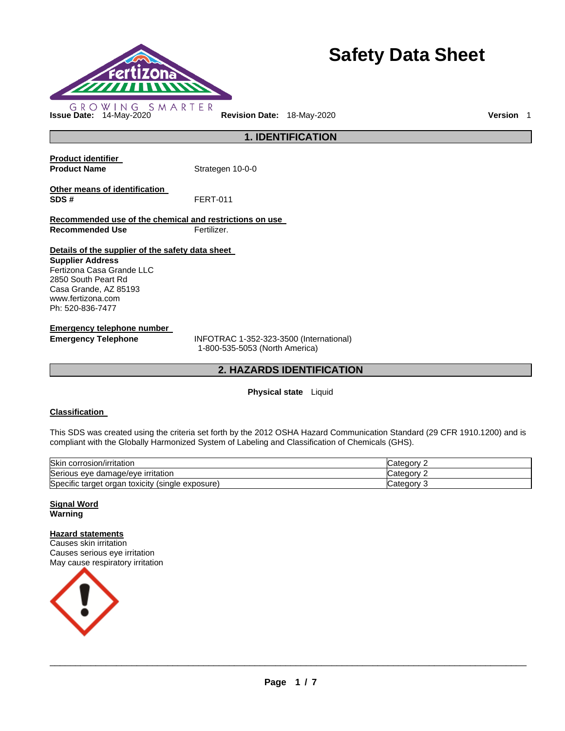GROWING SMARTER

# Safety Data Sheet

**Issue Date:** 14-May-2020 **Revision Date:** 18-May-2020 **Version** 1

## 1. IDENTIFICATION

**Product identifier**

**Product Name** Strategen 10-0-0

**Other means of identification**

**SDS #** FERT-011

**Recommended use of the chemical and restrictions on use**

**Recommended Use** Fertilizer.

**Details of the supplier of the safety data sheet**

**Supplier Address**
Fertizona Casa Grande LLC
2850 South Peart Rd
Casa Grande, AZ 85193
www.fertizona.com
Ph: 520-836-7477

**Emergency telephone number**

**Emergency Telephone** INFOTRAC 1-352-323-3500 (International)
1-800-535-5053 (North America)

## 2. HAZARDS IDENTIFICATION

**Physical state** Liquid

**Classification**

This SDS was created using the criteria set forth by the 2012 OSHA Hazard Communication Standard (29 CFR 1910.1200) and is compliant with the Globally Harmonized System of Labeling and Classification of Chemicals (GHS).

| | |
|---|---|
| Skin corrosion/irritation | Category 2 |
| Serious eye damage/eye irritation | Category 2 |
| Specific target organ toxicity (single exposure) | Category 3 |

**Signal Word**
**Warning**

**Hazard statements**
Causes skin irritation
Causes serious eye irritation
May cause respiratory irritation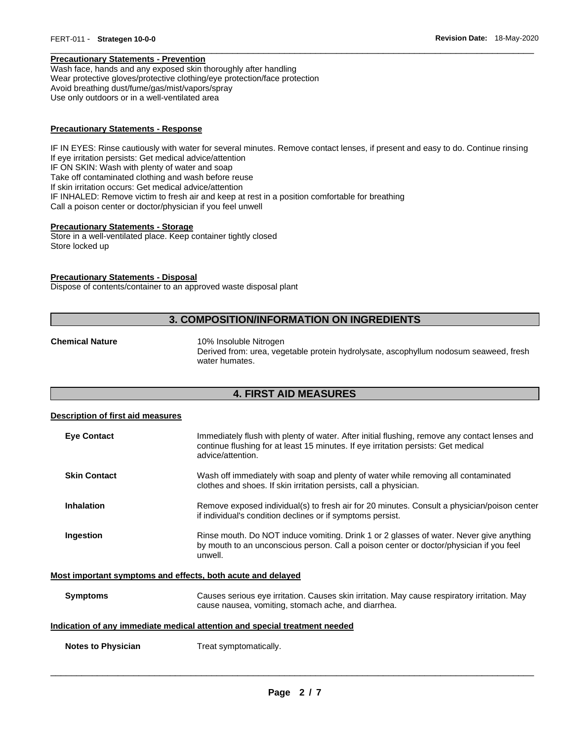#### Precautionary Statements - Prevention

Wash face, hands and any exposed skin thoroughly after handling
Wear protective gloves/protective clothing/eye protection/face protection
Avoid breathing dust/fume/gas/mist/vapors/spray
Use only outdoors or in a well-ventilated area

#### Precautionary Statements - Response

IF IN EYES: Rinse cautiously with water for several minutes. Remove contact lenses, if present and easy to do. Continue rinsing
If eye irritation persists: Get medical advice/attention
IF ON SKIN: Wash with plenty of water and soap
Take off contaminated clothing and wash before reuse
If skin irritation occurs: Get medical advice/attention
IF INHALED: Remove victim to fresh air and keep at rest in a position comfortable for breathing
Call a poison center or doctor/physician if you feel unwell

#### Precautionary Statements - Storage

Store in a well-ventilated place. Keep container tightly closed
Store locked up

#### Precautionary Statements - Disposal

Dispose of contents/container to an approved waste disposal plant

## 3. COMPOSITION/INFORMATION ON INGREDIENTS

**Chemical Nature**

10% Insoluble Nitrogen
Derived from: urea, vegetable protein hydrolysate, ascophyllum nodosum seaweed, fresh water humates.

## 4. FIRST AID MEASURES

#### Description of first aid measures

**Eye Contact**
Immediately flush with plenty of water. After initial flushing, remove any contact lenses and continue flushing for at least 15 minutes. If eye irritation persists: Get medical advice/attention.

**Skin Contact**
Wash off immediately with soap and plenty of water while removing all contaminated clothes and shoes. If skin irritation persists, call a physician.

**Inhalation**
Remove exposed individual(s) to fresh air for 20 minutes. Consult a physician/poison center if individual's condition declines or if symptoms persist.

**Ingestion**
Rinse mouth. Do NOT induce vomiting. Drink 1 or 2 glasses of water. Never give anything by mouth to an unconscious person. Call a poison center or doctor/physician if you feel unwell.

#### Most important symptoms and effects, both acute and delayed

**Symptoms**
Causes serious eye irritation. Causes skin irritation. May cause respiratory irritation. May cause nausea, vomiting, stomach ache, and diarrhea.

#### Indication of any immediate medical attention and special treatment needed

**Notes to Physician**
Treat symptomatically.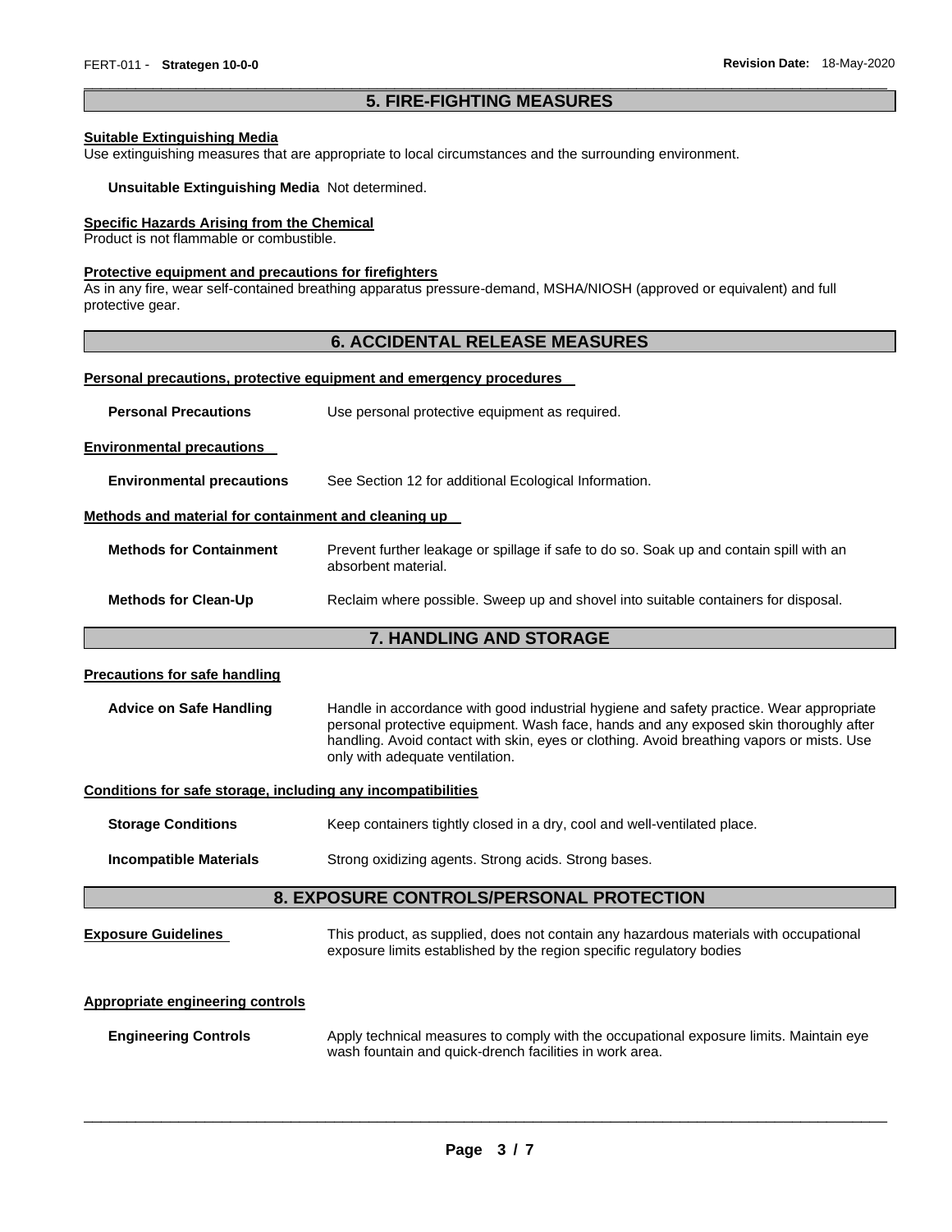## 5. FIRE-FIGHTING MEASURES

**Suitable Extinguishing Media**

Use extinguishing measures that are appropriate to local circumstances and the surrounding environment.

**Unsuitable Extinguishing Media** Not determined.

**Specific Hazards Arising from the Chemical**

Product is not flammable or combustible.

**Protective equipment and precautions for firefighters**

As in any fire, wear self-contained breathing apparatus pressure-demand, MSHA/NIOSH (approved or equivalent) and full protective gear.

## 6. ACCIDENTAL RELEASE MEASURES

**Personal precautions, protective equipment and emergency procedures**

**Personal Precautions** Use personal protective equipment as required.

**Environmental precautions**

**Environmental precautions** See Section 12 for additional Ecological Information.

**Methods and material for containment and cleaning up**

**Methods for Containment** Prevent further leakage or spillage if safe to do so. Soak up and contain spill with an absorbent material.

**Methods for Clean-Up** Reclaim where possible. Sweep up and shovel into suitable containers for disposal.

## 7. HANDLING AND STORAGE

**Precautions for safe handling**

**Advice on Safe Handling** Handle in accordance with good industrial hygiene and safety practice. Wear appropriate personal protective equipment. Wash face, hands and any exposed skin thoroughly after handling. Avoid contact with skin, eyes or clothing. Avoid breathing vapors or mists. Use only with adequate ventilation.

**Conditions for safe storage, including any incompatibilities**

**Storage Conditions** Keep containers tightly closed in a dry, cool and well-ventilated place.

**Incompatible Materials** Strong oxidizing agents. Strong acids. Strong bases.

## 8. EXPOSURE CONTROLS/PERSONAL PROTECTION

**Exposure Guidelines** This product, as supplied, does not contain any hazardous materials with occupational exposure limits established by the region specific regulatory bodies

**Appropriate engineering controls**

**Engineering Controls** Apply technical measures to comply with the occupational exposure limits. Maintain eye wash fountain and quick-drench facilities in work area.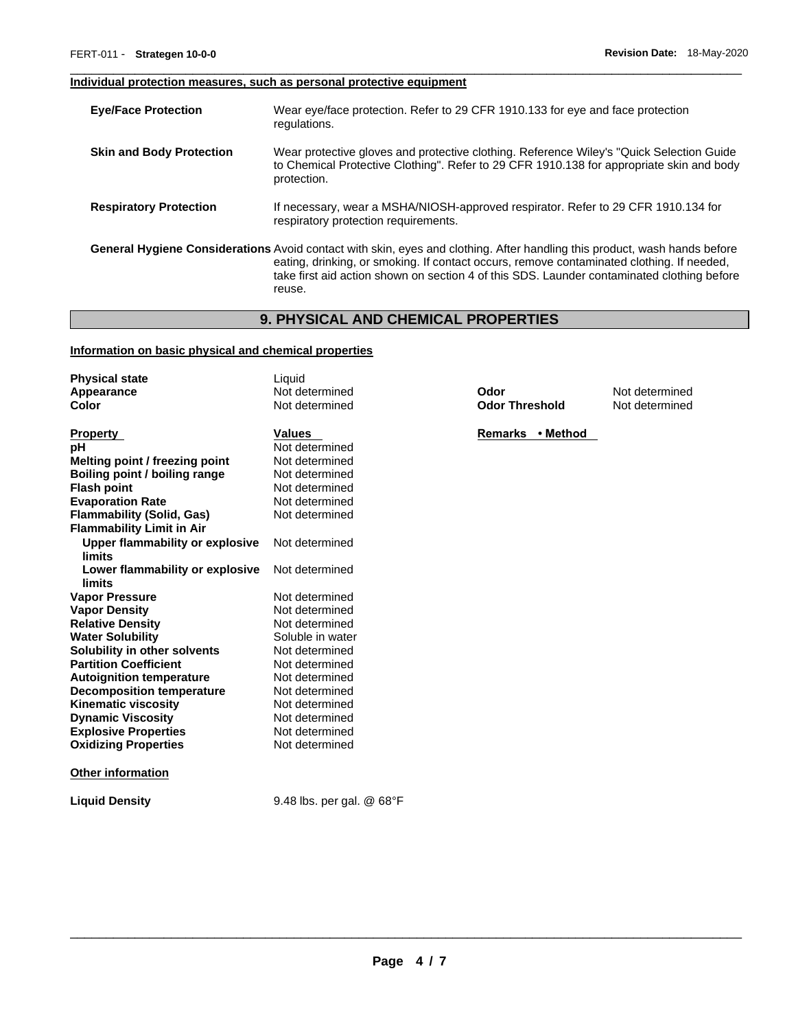**Individual protection measures, such as personal protective equipment**

| | |
|---|---|
| **Eye/Face Protection** | Wear eye/face protection. Refer to 29 CFR 1910.133 for eye and face protection regulations. |
| **Skin and Body Protection** | Wear protective gloves and protective clothing. Reference Wiley's "Quick Selection Guide to Chemical Protective Clothing". Refer to 29 CFR 1910.138 for appropriate skin and body protection. |
| **Respiratory Protection** | If necessary, wear a MSHA/NIOSH-approved respirator. Refer to 29 CFR 1910.134 for respiratory protection requirements. |
| **General Hygiene Considerations** | Avoid contact with skin, eyes and clothing. After handling this product, wash hands before eating, drinking, or smoking. If contact occurs, remove contaminated clothing. If needed, take first aid action shown on section 4 of this SDS. Launder contaminated clothing before reuse. |

## 9. PHYSICAL AND CHEMICAL PROPERTIES

**Information on basic physical and chemical properties**

| | | | |
|---|---|---|---|
| **Physical state** | Liquid | | |
| **Appearance** | Not determined | **Odor** | Not determined |
| **Color** | Not determined | **Odor Threshold** | Not determined |

| **Property** | **Values** | **Remarks • Method** |
|---|---|---|
| **pH** | Not determined | |
| **Melting point / freezing point** | Not determined | |
| **Boiling point / boiling range** | Not determined | |
| **Flash point** | Not determined | |
| **Evaporation Rate** | Not determined | |
| **Flammability (Solid, Gas)** | Not determined | |
| **Flammability Limit in Air** | | |
| **Upper flammability or explosive limits** | Not determined | |
| **Lower flammability or explosive limits** | Not determined | |
| **Vapor Pressure** | Not determined | |
| **Vapor Density** | Not determined | |
| **Relative Density** | Not determined | |
| **Water Solubility** | Soluble in water | |
| **Solubility in other solvents** | Not determined | |
| **Partition Coefficient** | Not determined | |
| **Autoignition temperature** | Not determined | |
| **Decomposition temperature** | Not determined | |
| **Kinematic viscosity** | Not determined | |
| **Dynamic Viscosity** | Not determined | |
| **Explosive Properties** | Not determined | |
| **Oxidizing Properties** | Not determined | |

**Other information**

**Liquid Density** 9.48 lbs. per gal. @ 68°F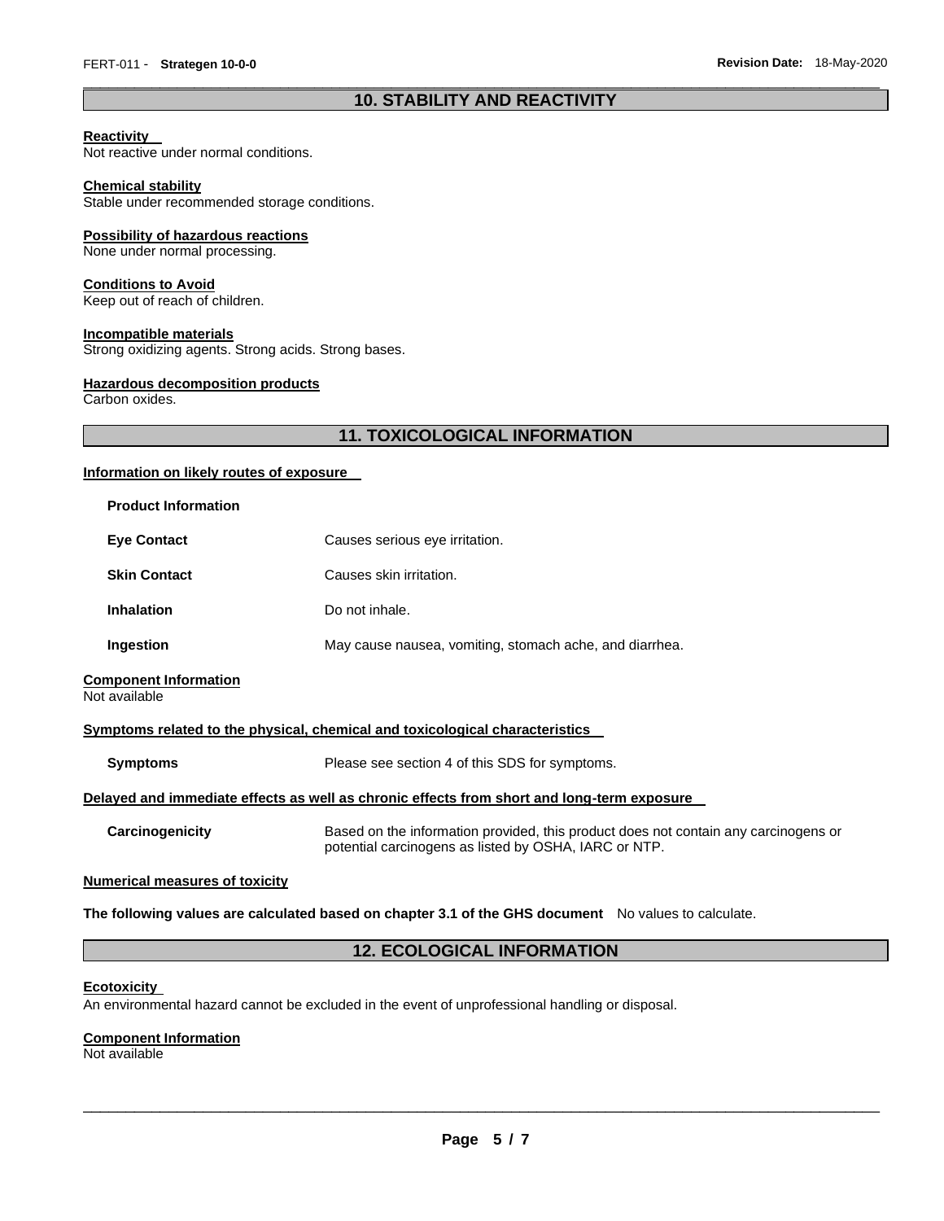## 10. STABILITY AND REACTIVITY

**Reactivity**
Not reactive under normal conditions.

**Chemical stability**
Stable under recommended storage conditions.

**Possibility of hazardous reactions**
None under normal processing.

**Conditions to Avoid**
Keep out of reach of children.

**Incompatible materials**
Strong oxidizing agents. Strong acids. Strong bases.

**Hazardous decomposition products**
Carbon oxides.

## 11. TOXICOLOGICAL INFORMATION

**Information on likely routes of exposure**

**Product Information**

| | |
|---|---|
| **Eye Contact** | Causes serious eye irritation. |
| **Skin Contact** | Causes skin irritation. |
| **Inhalation** | Do not inhale. |
| **Ingestion** | May cause nausea, vomiting, stomach ache, and diarrhea. |

**Component Information**
Not available

**Symptoms related to the physical, chemical and toxicological characteristics**

**Symptoms** Please see section 4 of this SDS for symptoms.

**Delayed and immediate effects as well as chronic effects from short and long-term exposure**

**Carcinogenicity** Based on the information provided, this product does not contain any carcinogens or potential carcinogens as listed by OSHA, IARC or NTP.

**Numerical measures of toxicity**

**The following values are calculated based on chapter 3.1 of the GHS document** No values to calculate.

## 12. ECOLOGICAL INFORMATION

**Ecotoxicity**
An environmental hazard cannot be excluded in the event of unprofessional handling or disposal.

**Component Information**
Not available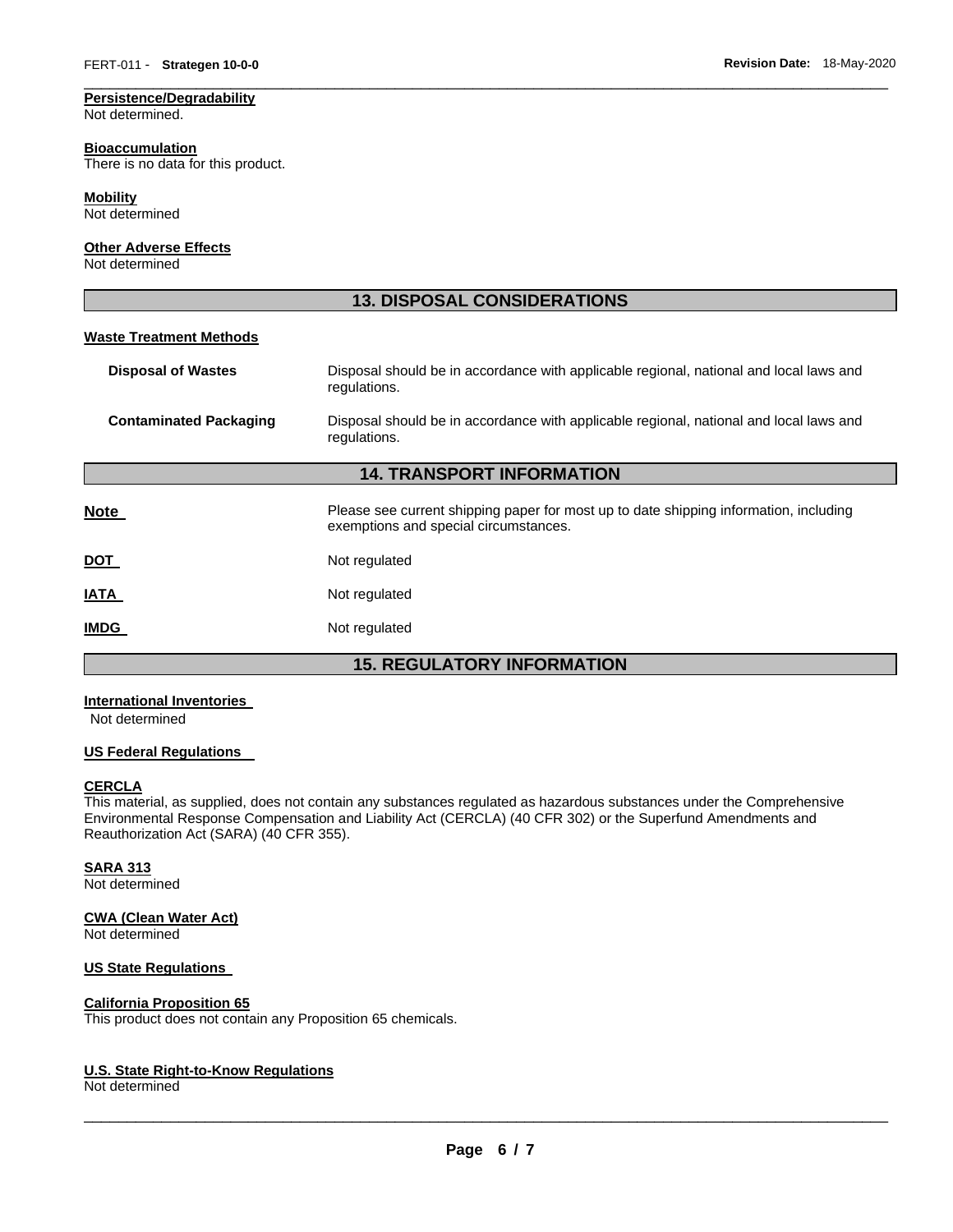**Persistence/Degradability**
Not determined.

**Bioaccumulation**
There is no data for this product.

**Mobility**
Not determined

**Other Adverse Effects**
Not determined

## 13. DISPOSAL CONSIDERATIONS

**Waste Treatment Methods**

| | |
|---|---|
| **Disposal of Wastes** | Disposal should be in accordance with applicable regional, national and local laws and regulations. |
| **Contaminated Packaging** | Disposal should be in accordance with applicable regional, national and local laws and regulations. |

## 14. TRANSPORT INFORMATION

| | |
|---|---|
| **Note** | Please see current shipping paper for most up to date shipping information, including exemptions and special circumstances. |
| **DOT** | Not regulated |
| **IATA** | Not regulated |
| **IMDG** | Not regulated |

## 15. REGULATORY INFORMATION

**International Inventories**
Not determined

**US Federal Regulations**

**CERCLA**
This material, as supplied, does not contain any substances regulated as hazardous substances under the Comprehensive Environmental Response Compensation and Liability Act (CERCLA) (40 CFR 302) or the Superfund Amendments and Reauthorization Act (SARA) (40 CFR 355).

**SARA 313**
Not determined

**CWA (Clean Water Act)**
Not determined

**US State Regulations**

**California Proposition 65**
This product does not contain any Proposition 65 chemicals.

**U.S. State Right-to-Know Regulations**
Not determined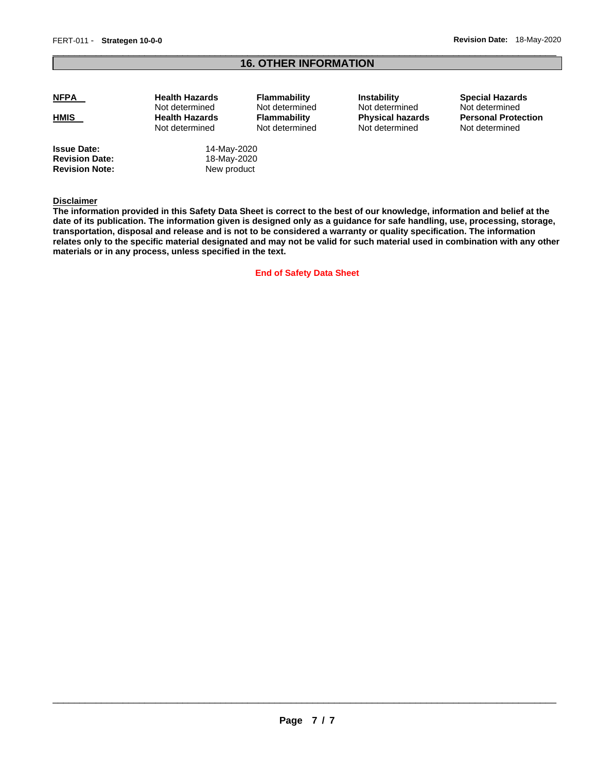## 16. OTHER INFORMATION

| | | | | |
|---|---|---|---|---|
| **NFPA** | **Health Hazards** | **Flammability** | **Instability** | **Special Hazards** |
| | Not determined | Not determined | Not determined | Not determined |
| **HMIS** | **Health Hazards** | **Flammability** | **Physical hazards** | **Personal Protection** |
| | Not determined | Not determined | Not determined | Not determined |

**Issue Date:** 14-May-2020
**Revision Date:** 18-May-2020
**Revision Note:** New product

**Disclaimer**

**The information provided in this Safety Data Sheet is correct to the best of our knowledge, information and belief at the date of its publication. The information given is designed only as a guidance for safe handling, use, processing, storage, transportation, disposal and release and is not to be considered a warranty or quality specification. The information relates only to the specific material designated and may not be valid for such material used in combination with any other materials or in any process, unless specified in the text.**

**End of Safety Data Sheet**